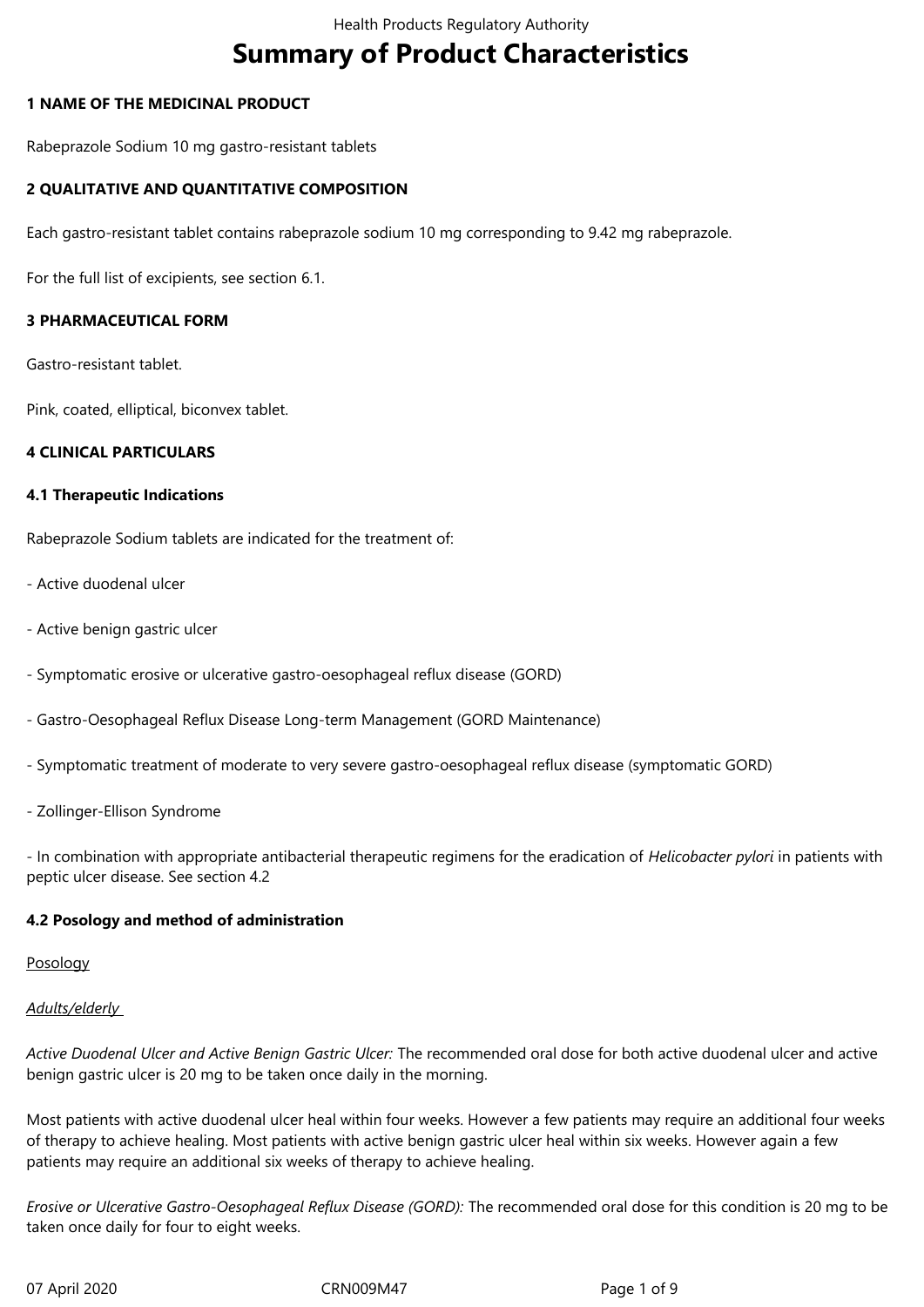# Summary of Product Characteristics

## 1 NAME OF THE MEDICINAL PRODUCT

Rabeprazole Sodium 10 mg gastro-resistant tablets

## 2 QUALITATIVE AND QUANTITATIVE COMPOSITION

Each gastro-resistant tablet contains rabeprazole sodium 10 mg corresponding to 9.42 mg rabeprazole.

For the full list of excipients, see section 6.1.

## 3 PHARMACEUTICAL FORM

Gastro-resistant tablet.

Pink, coated, elliptical, biconvex tablet.

## 4 CLINICAL PARTICULARS

### 4.1 Therapeutic Indications

Rabeprazole Sodium tablets are indicated for the treatment of:

- Active duodenal ulcer

- Active benign gastric ulcer

- Symptomatic erosive or ulcerative gastro-oesophageal reflux disease (GORD)

- Gastro-Oesophageal Reflux Disease Long-term Management (GORD Maintenance)

- Symptomatic treatment of moderate to very severe gastro-oesophageal reflux disease (symptomatic GORD)

- Zollinger-Ellison Syndrome

- In combination with appropriate antibacterial therapeutic regimens for the eradication of *Helicobacter pylori* in patients with peptic ulcer disease. See section 4.2

### 4.2 Posology and method of administration

Posology

*Adults/elderly*

*Active Duodenal Ulcer and Active Benign Gastric Ulcer:* The recommended oral dose for both active duodenal ulcer and active benign gastric ulcer is 20 mg to be taken once daily in the morning.

Most patients with active duodenal ulcer heal within four weeks. However a few patients may require an additional four weeks of therapy to achieve healing. Most patients with active benign gastric ulcer heal within six weeks. However again a few patients may require an additional six weeks of therapy to achieve healing.

*Erosive or Ulcerative Gastro-Oesophageal Reflux Disease (GORD):* The recommended oral dose for this condition is 20 mg to be taken once daily for four to eight weeks.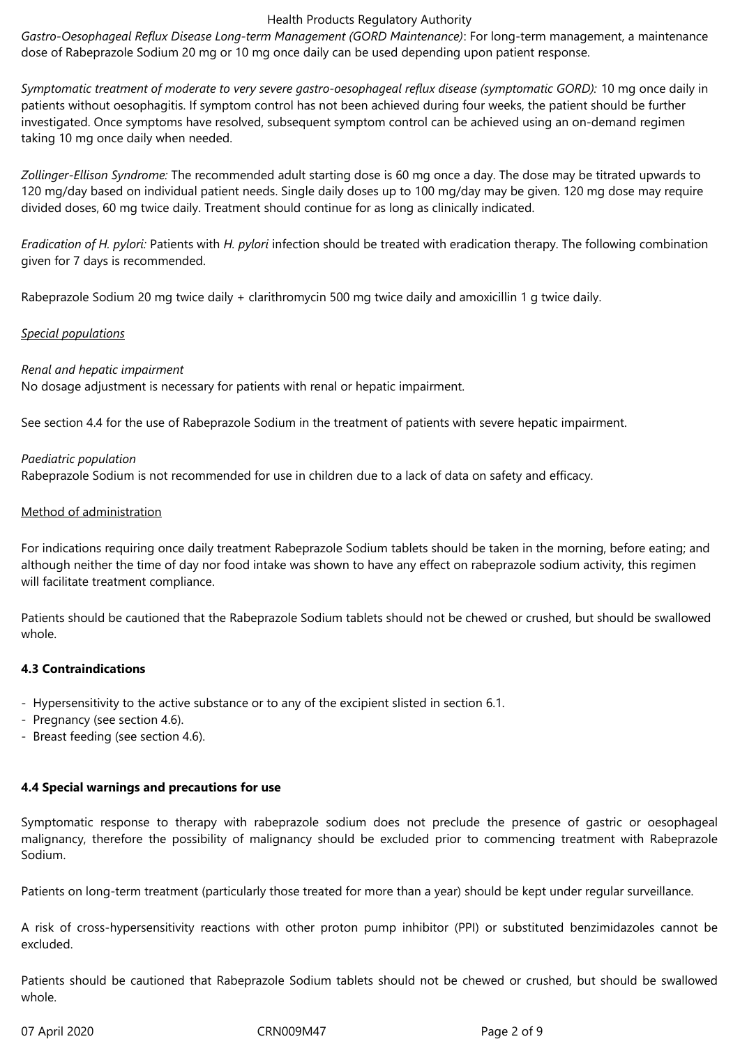*Gastro-Oesophageal Reflux Disease Long-term Management (GORD Maintenance)*: For long-term management, a maintenance dose of Rabeprazole Sodium 20 mg or 10 mg once daily can be used depending upon patient response.

*Symptomatic treatment of moderate to very severe gastro-oesophageal reflux disease (symptomatic GORD):* 10 mg once daily in patients without oesophagitis. If symptom control has not been achieved during four weeks, the patient should be further investigated. Once symptoms have resolved, subsequent symptom control can be achieved using an on-demand regimen taking 10 mg once daily when needed.

*Zollinger-Ellison Syndrome:* The recommended adult starting dose is 60 mg once a day. The dose may be titrated upwards to 120 mg/day based on individual patient needs. Single daily doses up to 100 mg/day may be given. 120 mg dose may require divided doses, 60 mg twice daily. Treatment should continue for as long as clinically indicated.

*Eradication of H. pylori:* Patients with *H. pylori* infection should be treated with eradication therapy. The following combination given for 7 days is recommended.

Rabeprazole Sodium 20 mg twice daily + clarithromycin 500 mg twice daily and amoxicillin 1 g twice daily.

*Special populations*

*Renal and hepatic impairment*
No dosage adjustment is necessary for patients with renal or hepatic impairment.

See section 4.4 for the use of Rabeprazole Sodium in the treatment of patients with severe hepatic impairment.

*Paediatric population*
Rabeprazole Sodium is not recommended for use in children due to a lack of data on safety and efficacy.

Method of administration

For indications requiring once daily treatment Rabeprazole Sodium tablets should be taken in the morning, before eating; and although neither the time of day nor food intake was shown to have any effect on rabeprazole sodium activity, this regimen will facilitate treatment compliance.

Patients should be cautioned that the Rabeprazole Sodium tablets should not be chewed or crushed, but should be swallowed whole.

**4.3 Contraindications**

- Hypersensitivity to the active substance or to any of the excipient slisted in section 6.1.
- Pregnancy (see section 4.6).
- Breast feeding (see section 4.6).

**4.4 Special warnings and precautions for use**

Symptomatic response to therapy with rabeprazole sodium does not preclude the presence of gastric or oesophageal malignancy, therefore the possibility of malignancy should be excluded prior to commencing treatment with Rabeprazole Sodium.

Patients on long-term treatment (particularly those treated for more than a year) should be kept under regular surveillance.

A risk of cross-hypersensitivity reactions with other proton pump inhibitor (PPI) or substituted benzimidazoles cannot be excluded.

Patients should be cautioned that Rabeprazole Sodium tablets should not be chewed or crushed, but should be swallowed whole.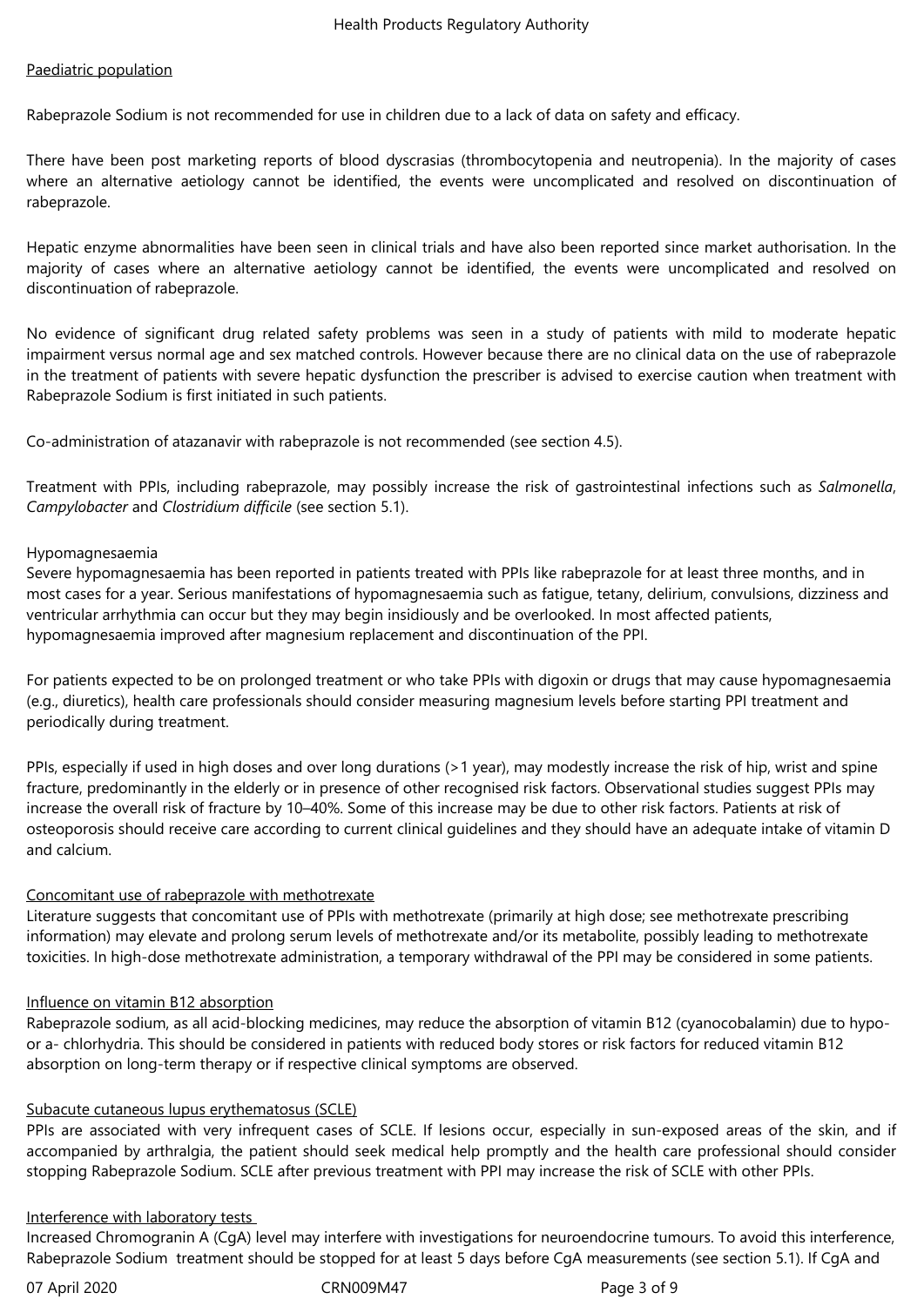Paediatric population

Rabeprazole Sodium is not recommended for use in children due to a lack of data on safety and efficacy.

There have been post marketing reports of blood dyscrasias (thrombocytopenia and neutropenia). In the majority of cases where an alternative aetiology cannot be identified, the events were uncomplicated and resolved on discontinuation of rabeprazole.

Hepatic enzyme abnormalities have been seen in clinical trials and have also been reported since market authorisation. In the majority of cases where an alternative aetiology cannot be identified, the events were uncomplicated and resolved on discontinuation of rabeprazole.

No evidence of significant drug related safety problems was seen in a study of patients with mild to moderate hepatic impairment versus normal age and sex matched controls. However because there are no clinical data on the use of rabeprazole in the treatment of patients with severe hepatic dysfunction the prescriber is advised to exercise caution when treatment with Rabeprazole Sodium is first initiated in such patients.

Co-administration of atazanavir with rabeprazole is not recommended (see section 4.5).

Treatment with PPIs, including rabeprazole, may possibly increase the risk of gastrointestinal infections such as *Salmonella*, *Campylobacter* and *Clostridium difficile* (see section 5.1).

Hypomagnesaemia

Severe hypomagnesaemia has been reported in patients treated with PPIs like rabeprazole for at least three months, and in most cases for a year. Serious manifestations of hypomagnesaemia such as fatigue, tetany, delirium, convulsions, dizziness and ventricular arrhythmia can occur but they may begin insidiously and be overlooked. In most affected patients, hypomagnesaemia improved after magnesium replacement and discontinuation of the PPI.

For patients expected to be on prolonged treatment or who take PPIs with digoxin or drugs that may cause hypomagnesaemia (e.g., diuretics), health care professionals should consider measuring magnesium levels before starting PPI treatment and periodically during treatment.

PPIs, especially if used in high doses and over long durations (>1 year), may modestly increase the risk of hip, wrist and spine fracture, predominantly in the elderly or in presence of other recognised risk factors. Observational studies suggest PPIs may increase the overall risk of fracture by 10–40%. Some of this increase may be due to other risk factors. Patients at risk of osteoporosis should receive care according to current clinical guidelines and they should have an adequate intake of vitamin D and calcium.

Concomitant use of rabeprazole with methotrexate

Literature suggests that concomitant use of PPIs with methotrexate (primarily at high dose; see methotrexate prescribing information) may elevate and prolong serum levels of methotrexate and/or its metabolite, possibly leading to methotrexate toxicities. In high-dose methotrexate administration, a temporary withdrawal of the PPI may be considered in some patients.

Influence on vitamin B12 absorption

Rabeprazole sodium, as all acid-blocking medicines, may reduce the absorption of vitamin B12 (cyanocobalamin) due to hypo- or a- chlorhydria. This should be considered in patients with reduced body stores or risk factors for reduced vitamin B12 absorption on long-term therapy or if respective clinical symptoms are observed.

Subacute cutaneous lupus erythematosus (SCLE)

PPIs are associated with very infrequent cases of SCLE. If lesions occur, especially in sun-exposed areas of the skin, and if accompanied by arthralgia, the patient should seek medical help promptly and the health care professional should consider stopping Rabeprazole Sodium. SCLE after previous treatment with PPI may increase the risk of SCLE with other PPIs.

Interference with laboratory tests

Increased Chromogranin A (CgA) level may interfere with investigations for neuroendocrine tumours. To avoid this interference, Rabeprazole Sodium treatment should be stopped for at least 5 days before CgA measurements (see section 5.1). If CgA and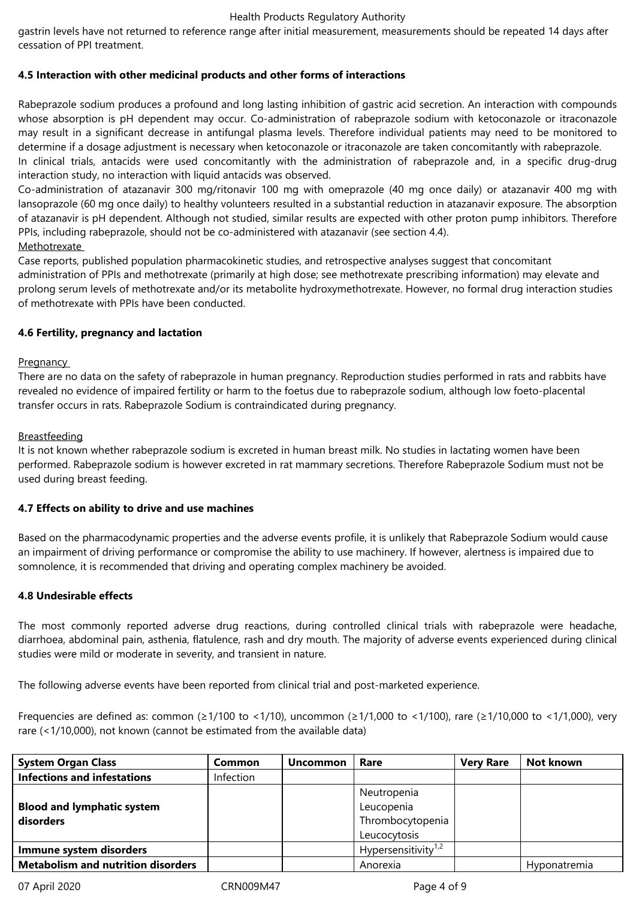gastrin levels have not returned to reference range after initial measurement, measurements should be repeated 14 days after cessation of PPI treatment.

**4.5 Interaction with other medicinal products and other forms of interactions**

Rabeprazole sodium produces a profound and long lasting inhibition of gastric acid secretion. An interaction with compounds whose absorption is pH dependent may occur. Co-administration of rabeprazole sodium with ketoconazole or itraconazole may result in a significant decrease in antifungal plasma levels. Therefore individual patients may need to be monitored to determine if a dosage adjustment is necessary when ketoconazole or itraconazole are taken concomitantly with rabeprazole.
In clinical trials, antacids were used concomitantly with the administration of rabeprazole and, in a specific drug-drug interaction study, no interaction with liquid antacids was observed.
Co-administration of atazanavir 300 mg/ritonavir 100 mg with omeprazole (40 mg once daily) or atazanavir 400 mg with lansoprazole (60 mg once daily) to healthy volunteers resulted in a substantial reduction in atazanavir exposure. The absorption of atazanavir is pH dependent. Although not studied, similar results are expected with other proton pump inhibitors. Therefore PPIs, including rabeprazole, should not be co-administered with atazanavir (see section 4.4).

Methotrexate

Case reports, published population pharmacokinetic studies, and retrospective analyses suggest that concomitant administration of PPIs and methotrexate (primarily at high dose; see methotrexate prescribing information) may elevate and prolong serum levels of methotrexate and/or its metabolite hydroxymethotrexate. However, no formal drug interaction studies of methotrexate with PPIs have been conducted.

**4.6 Fertility, pregnancy and lactation**

Pregnancy

There are no data on the safety of rabeprazole in human pregnancy. Reproduction studies performed in rats and rabbits have revealed no evidence of impaired fertility or harm to the foetus due to rabeprazole sodium, although low foeto-placental transfer occurs in rats. Rabeprazole Sodium is contraindicated during pregnancy.

Breastfeeding

It is not known whether rabeprazole sodium is excreted in human breast milk. No studies in lactating women have been performed. Rabeprazole sodium is however excreted in rat mammary secretions. Therefore Rabeprazole Sodium must not be used during breast feeding.

**4.7 Effects on ability to drive and use machines**

Based on the pharmacodynamic properties and the adverse events profile, it is unlikely that Rabeprazole Sodium would cause an impairment of driving performance or compromise the ability to use machinery. If however, alertness is impaired due to somnolence, it is recommended that driving and operating complex machinery be avoided.

**4.8 Undesirable effects**

The most commonly reported adverse drug reactions, during controlled clinical trials with rabeprazole were headache, diarrhoea, abdominal pain, asthenia, flatulence, rash and dry mouth. The majority of adverse events experienced during clinical studies were mild or moderate in severity, and transient in nature.

The following adverse events have been reported from clinical trial and post-marketed experience.

Frequencies are defined as: common (≥1/100 to <1/10), uncommon (≥1/1,000 to <1/100), rare (≥1/10,000 to <1/1,000), very rare (<1/10,000), not known (cannot be estimated from the available data)

| System Organ Class | Common | Uncommon | Rare | Very Rare | Not known |
|---|---|---|---|---|---|
| **Infections and infestations** | Infection | | | | |
| **Blood and lymphatic system disorders** | | | Neutropenia<br>Leucopenia<br>Thrombocytopenia<br>Leucocytosis | | |
| **Immune system disorders** | | | Hypersensitivity[1,2] | | |
| **Metabolism and nutrition disorders** | | | Anorexia | | Hyponatremia |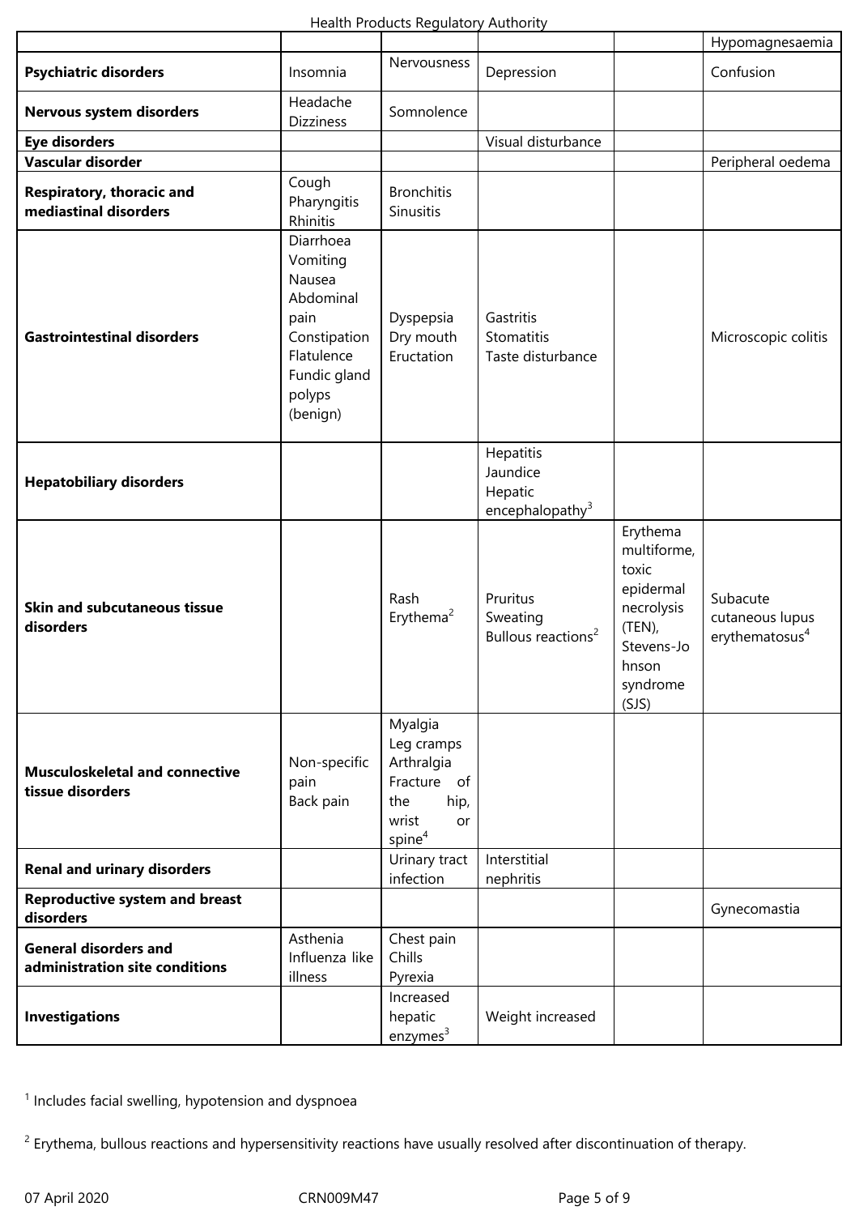| | | | | | |
|---|---|---|---|---|---|
| | | | | | Hypomagnesaemia |
| **Psychiatric disorders** | Insomnia | Nervousness | Depression | | Confusion |
| **Nervous system disorders** | Headache<br>Dizziness | Somnolence | | | |
| **Eye disorders** | | | Visual disturbance | | |
| **Vascular disorder** | | | | | Peripheral oedema |
| **Respiratory, thoracic and mediastinal disorders** | Cough<br>Pharyngitis<br>Rhinitis | Bronchitis<br>Sinusitis | | | |
| **Gastrointestinal disorders** | Diarrhoea<br>Vomiting<br>Nausea<br>Abdominal pain<br>Constipation<br>Flatulence<br>Fundic gland polyps (benign) | Dyspepsia<br>Dry mouth<br>Eructation | Gastritis<br>Stomatitis<br>Taste disturbance | | Microscopic colitis |
| **Hepatobiliary disorders** | | | Hepatitis<br>Jaundice<br>Hepatic encephalopathy[3] | | |
| **Skin and subcutaneous tissue disorders** | | Rash<br>Erythema[2] | Pruritus<br>Sweating<br>Bullous reactions[2] | Erythema multiforme, toxic epidermal necrolysis (TEN), Stevens-Johnson syndrome (SJS) | Subacute cutaneous lupus erythematosus[4] |
| **Musculoskeletal and connective tissue disorders** | Non-specific pain<br>Back pain | Myalgia<br>Leg cramps<br>Arthralgia<br>Fracture of the hip, wrist or spine[4] | | | |
| **Renal and urinary disorders** | | Urinary tract infection | Interstitial nephritis | | |
| **Reproductive system and breast disorders** | | | | | Gynecomastia |
| **General disorders and administration site conditions** | Asthenia<br>Influenza like illness | Chest pain<br>Chills<br>Pyrexia | | | |
| **Investigations** | | Increased hepatic enzymes[3] | Weight increased | | |

[1] Includes facial swelling, hypotension and dyspnoea

[2] Erythema, bullous reactions and hypersensitivity reactions have usually resolved after discontinuation of therapy.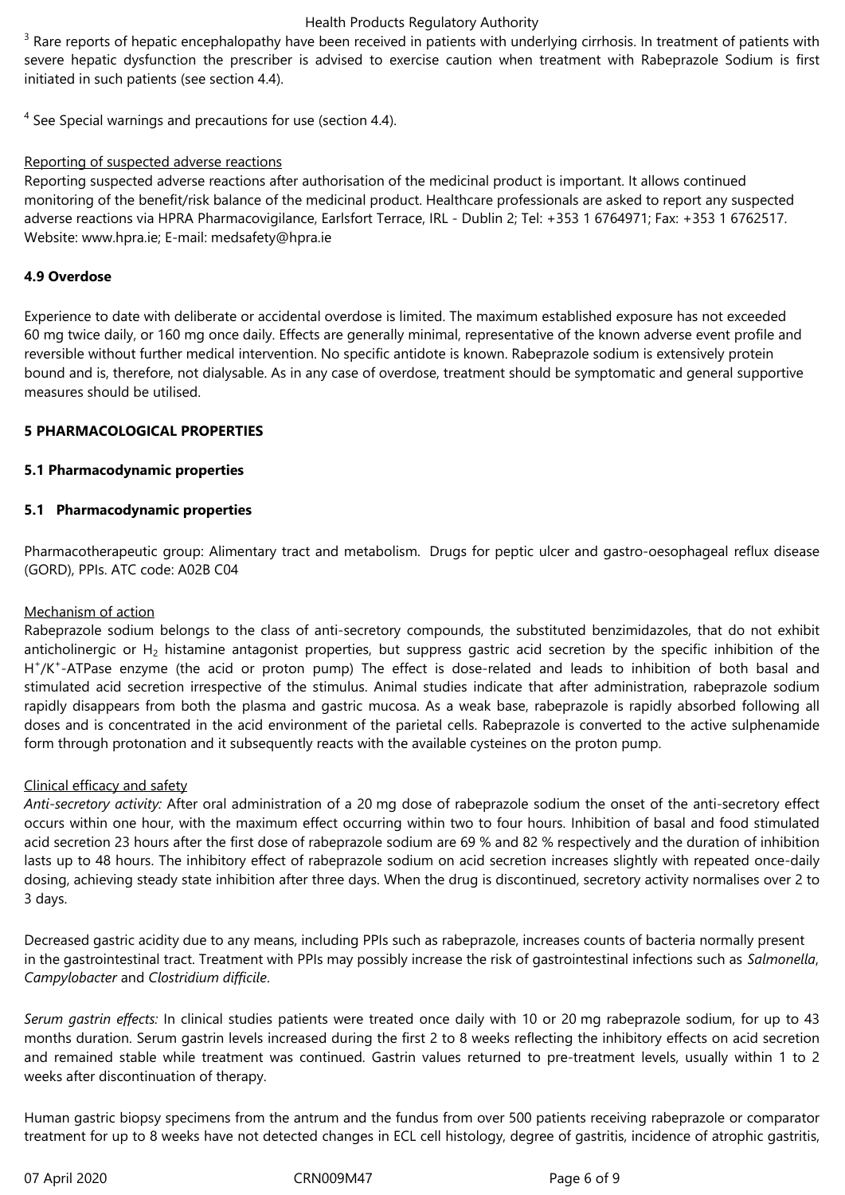[3] Rare reports of hepatic encephalopathy have been received in patients with underlying cirrhosis. In treatment of patients with severe hepatic dysfunction the prescriber is advised to exercise caution when treatment with Rabeprazole Sodium is first initiated in such patients (see section 4.4).

[4] See Special warnings and precautions for use (section 4.4).

Reporting of suspected adverse reactions

Reporting suspected adverse reactions after authorisation of the medicinal product is important. It allows continued monitoring of the benefit/risk balance of the medicinal product. Healthcare professionals are asked to report any suspected adverse reactions via HPRA Pharmacovigilance, Earlsfort Terrace, IRL - Dublin 2; Tel: +353 1 6764971; Fax: +353 1 6762517. Website: www.hpra.ie; E-mail: medsafety@hpra.ie

**4.9 Overdose**

Experience to date with deliberate or accidental overdose is limited. The maximum established exposure has not exceeded 60 mg twice daily, or 160 mg once daily. Effects are generally minimal, representative of the known adverse event profile and reversible without further medical intervention. No specific antidote is known. Rabeprazole sodium is extensively protein bound and is, therefore, not dialysable. As in any case of overdose, treatment should be symptomatic and general supportive measures should be utilised.

## 5 PHARMACOLOGICAL PROPERTIES

### 5.1 Pharmacodynamic properties

### 5.1 Pharmacodynamic properties

Pharmacotherapeutic group: Alimentary tract and metabolism. Drugs for peptic ulcer and gastro-oesophageal reflux disease (GORD), PPIs. ATC code: A02B C04

Mechanism of action

Rabeprazole sodium belongs to the class of anti-secretory compounds, the substituted benzimidazoles, that do not exhibit anticholinergic or $H_2$ histamine antagonist properties, but suppress gastric acid secretion by the specific inhibition of the $H^+/K^+$-ATPase enzyme (the acid or proton pump) The effect is dose-related and leads to inhibition of both basal and stimulated acid secretion irrespective of the stimulus. Animal studies indicate that after administration, rabeprazole sodium rapidly disappears from both the plasma and gastric mucosa. As a weak base, rabeprazole is rapidly absorbed following all doses and is concentrated in the acid environment of the parietal cells. Rabeprazole is converted to the active sulphenamide form through protonation and it subsequently reacts with the available cysteines on the proton pump.

Clinical efficacy and safety

*Anti-secretory activity:* After oral administration of a 20 mg dose of rabeprazole sodium the onset of the anti-secretory effect occurs within one hour, with the maximum effect occurring within two to four hours. Inhibition of basal and food stimulated acid secretion 23 hours after the first dose of rabeprazole sodium are 69 % and 82 % respectively and the duration of inhibition lasts up to 48 hours. The inhibitory effect of rabeprazole sodium on acid secretion increases slightly with repeated once-daily dosing, achieving steady state inhibition after three days. When the drug is discontinued, secretory activity normalises over 2 to 3 days.

Decreased gastric acidity due to any means, including PPIs such as rabeprazole, increases counts of bacteria normally present in the gastrointestinal tract. Treatment with PPIs may possibly increase the risk of gastrointestinal infections such as *Salmonella*, *Campylobacter* and *Clostridium difficile*.

*Serum gastrin effects:* In clinical studies patients were treated once daily with 10 or 20 mg rabeprazole sodium, for up to 43 months duration. Serum gastrin levels increased during the first 2 to 8 weeks reflecting the inhibitory effects on acid secretion and remained stable while treatment was continued. Gastrin values returned to pre-treatment levels, usually within 1 to 2 weeks after discontinuation of therapy.

Human gastric biopsy specimens from the antrum and the fundus from over 500 patients receiving rabeprazole or comparator treatment for up to 8 weeks have not detected changes in ECL cell histology, degree of gastritis, incidence of atrophic gastritis,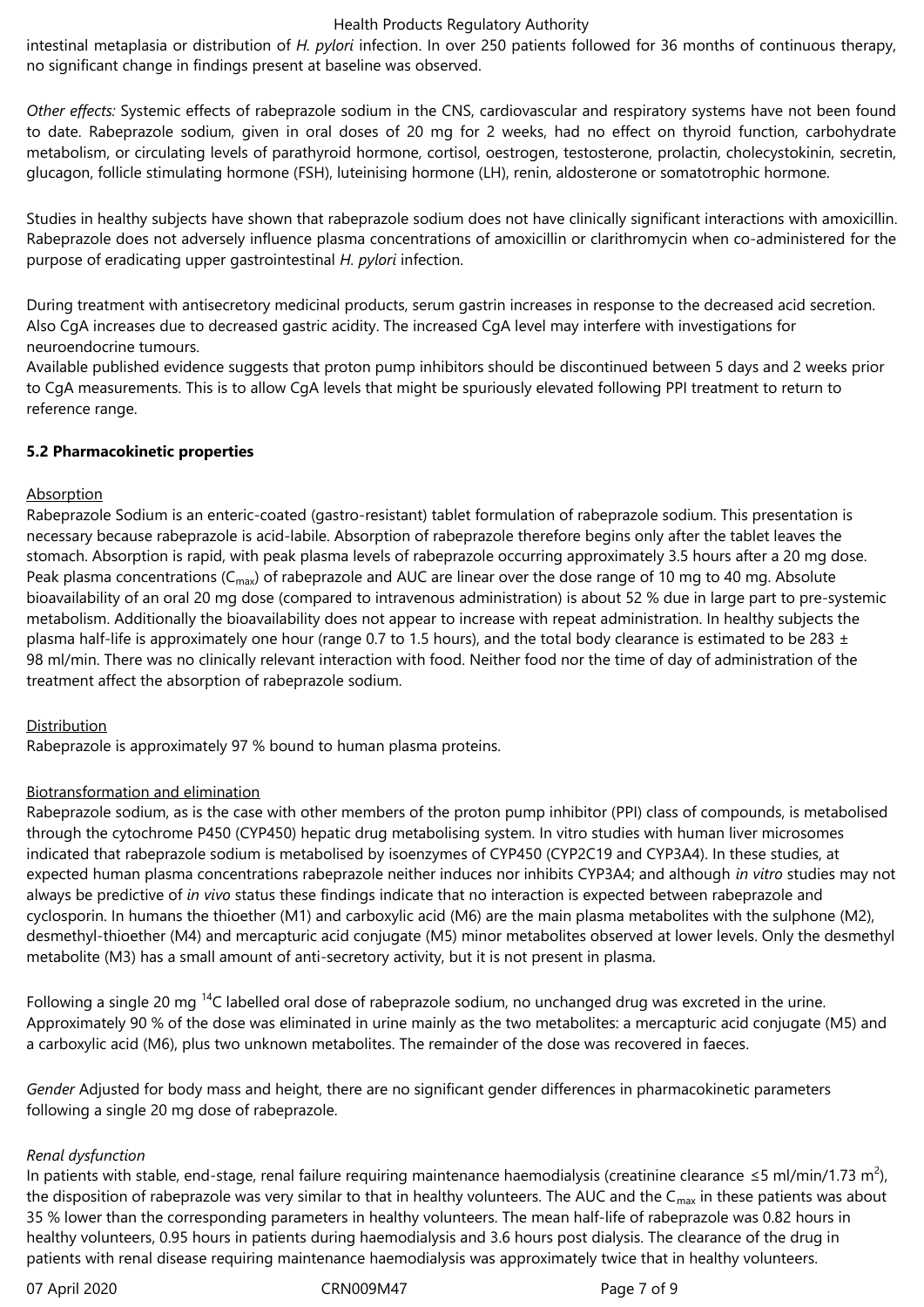intestinal metaplasia or distribution of *H. pylori* infection. In over 250 patients followed for 36 months of continuous therapy, no significant change in findings present at baseline was observed.

*Other effects:* Systemic effects of rabeprazole sodium in the CNS, cardiovascular and respiratory systems have not been found to date. Rabeprazole sodium, given in oral doses of 20 mg for 2 weeks, had no effect on thyroid function, carbohydrate metabolism, or circulating levels of parathyroid hormone, cortisol, oestrogen, testosterone, prolactin, cholecystokinin, secretin, glucagon, follicle stimulating hormone (FSH), luteinising hormone (LH), renin, aldosterone or somatotrophic hormone.

Studies in healthy subjects have shown that rabeprazole sodium does not have clinically significant interactions with amoxicillin. Rabeprazole does not adversely influence plasma concentrations of amoxicillin or clarithromycin when co-administered for the purpose of eradicating upper gastrointestinal *H. pylori* infection.

During treatment with antisecretory medicinal products, serum gastrin increases in response to the decreased acid secretion. Also CgA increases due to decreased gastric acidity. The increased CgA level may interfere with investigations for neuroendocrine tumours.
Available published evidence suggests that proton pump inhibitors should be discontinued between 5 days and 2 weeks prior to CgA measurements. This is to allow CgA levels that might be spuriously elevated following PPI treatment to return to reference range.

**5.2 Pharmacokinetic properties**

Absorption
Rabeprazole Sodium is an enteric-coated (gastro-resistant) tablet formulation of rabeprazole sodium. This presentation is necessary because rabeprazole is acid-labile. Absorption of rabeprazole therefore begins only after the tablet leaves the stomach. Absorption is rapid, with peak plasma levels of rabeprazole occurring approximately 3.5 hours after a 20 mg dose. Peak plasma concentrations ($C_{max}$) of rabeprazole and AUC are linear over the dose range of 10 mg to 40 mg. Absolute bioavailability of an oral 20 mg dose (compared to intravenous administration) is about 52 % due in large part to pre-systemic metabolism. Additionally the bioavailability does not appear to increase with repeat administration. In healthy subjects the plasma half-life is approximately one hour (range 0.7 to 1.5 hours), and the total body clearance is estimated to be 283 ± 98 ml/min. There was no clinically relevant interaction with food. Neither food nor the time of day of administration of the treatment affect the absorption of rabeprazole sodium.

Distribution
Rabeprazole is approximately 97 % bound to human plasma proteins.

Biotransformation and elimination
Rabeprazole sodium, as is the case with other members of the proton pump inhibitor (PPI) class of compounds, is metabolised through the cytochrome P450 (CYP450) hepatic drug metabolising system. In vitro studies with human liver microsomes indicated that rabeprazole sodium is metabolised by isoenzymes of CYP450 (CYP2C19 and CYP3A4). In these studies, at expected human plasma concentrations rabeprazole neither induces nor inhibits CYP3A4; and although *in vitro* studies may not always be predictive of *in vivo* status these findings indicate that no interaction is expected between rabeprazole and cyclosporin. In humans the thioether (M1) and carboxylic acid (M6) are the main plasma metabolites with the sulphone (M2), desmethyl-thioether (M4) and mercapturic acid conjugate (M5) minor metabolites observed at lower levels. Only the desmethyl metabolite (M3) has a small amount of anti-secretory activity, but it is not present in plasma.

Following a single 20 mg $^{14}C$ labelled oral dose of rabeprazole sodium, no unchanged drug was excreted in the urine. Approximately 90 % of the dose was eliminated in urine mainly as the two metabolites: a mercapturic acid conjugate (M5) and a carboxylic acid (M6), plus two unknown metabolites. The remainder of the dose was recovered in faeces.

*Gender* Adjusted for body mass and height, there are no significant gender differences in pharmacokinetic parameters following a single 20 mg dose of rabeprazole.

*Renal dysfunction*
In patients with stable, end-stage, renal failure requiring maintenance haemodialysis (creatinine clearance ≤5 ml/min/1.73 $m^2$), the disposition of rabeprazole was very similar to that in healthy volunteers. The AUC and the $C_{max}$ in these patients was about 35 % lower than the corresponding parameters in healthy volunteers. The mean half-life of rabeprazole was 0.82 hours in healthy volunteers, 0.95 hours in patients during haemodialysis and 3.6 hours post dialysis. The clearance of the drug in patients with renal disease requiring maintenance haemodialysis was approximately twice that in healthy volunteers.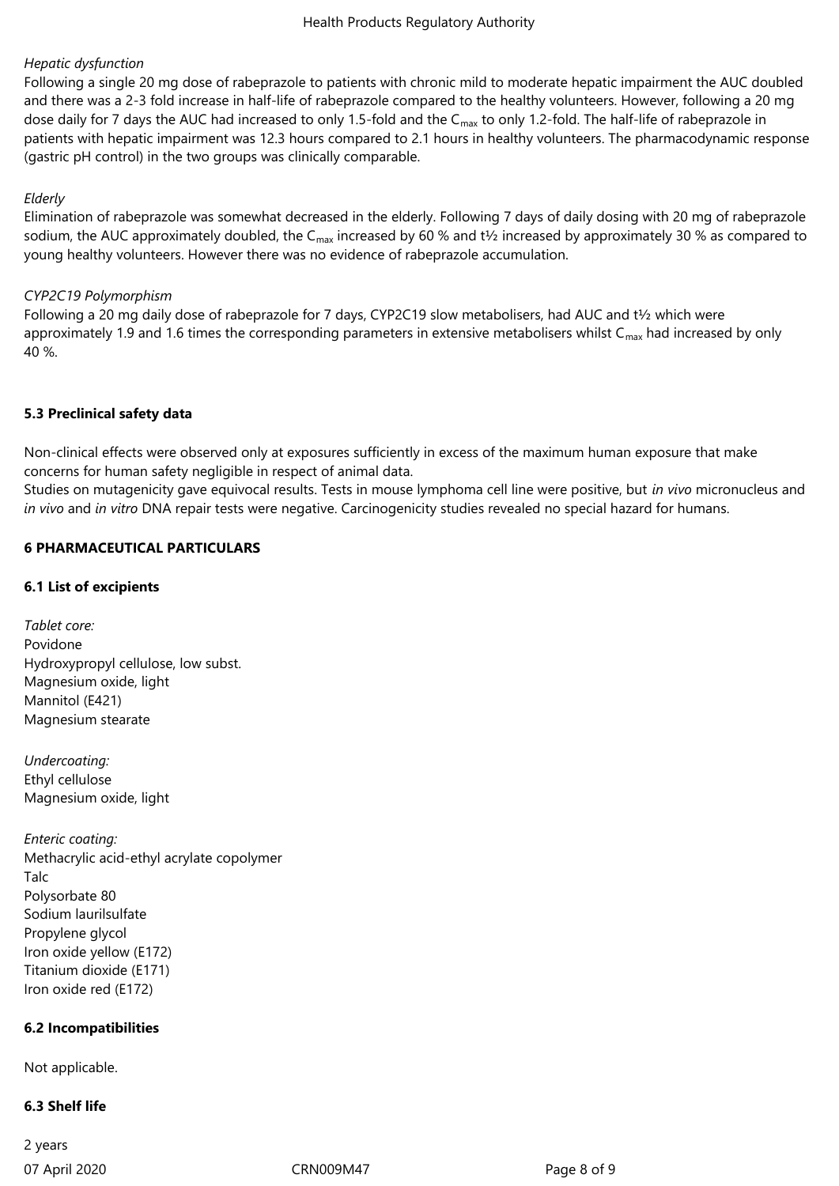*Hepatic dysfunction*

Following a single 20 mg dose of rabeprazole to patients with chronic mild to moderate hepatic impairment the AUC doubled and there was a 2-3 fold increase in half-life of rabeprazole compared to the healthy volunteers. However, following a 20 mg dose daily for 7 days the AUC had increased to only 1.5-fold and the $C_{max}$ to only 1.2-fold. The half-life of rabeprazole in patients with hepatic impairment was 12.3 hours compared to 2.1 hours in healthy volunteers. The pharmacodynamic response (gastric pH control) in the two groups was clinically comparable.

*Elderly*

Elimination of rabeprazole was somewhat decreased in the elderly. Following 7 days of daily dosing with 20 mg of rabeprazole sodium, the AUC approximately doubled, the $C_{max}$ increased by 60 % and t½ increased by approximately 30 % as compared to young healthy volunteers. However there was no evidence of rabeprazole accumulation.

*CYP2C19 Polymorphism*

Following a 20 mg daily dose of rabeprazole for 7 days, CYP2C19 slow metabolisers, had AUC and t½ which were approximately 1.9 and 1.6 times the corresponding parameters in extensive metabolisers whilst $C_{max}$ had increased by only 40 %.

**5.3 Preclinical safety data**

Non-clinical effects were observed only at exposures sufficiently in excess of the maximum human exposure that make concerns for human safety negligible in respect of animal data.
Studies on mutagenicity gave equivocal results. Tests in mouse lymphoma cell line were positive, but *in vivo* micronucleus and *in vivo* and *in vitro* DNA repair tests were negative. Carcinogenicity studies revealed no special hazard for humans.

**6 PHARMACEUTICAL PARTICULARS**

**6.1 List of excipients**

*Tablet core:*
Povidone
Hydroxypropyl cellulose, low subst.
Magnesium oxide, light
Mannitol (E421)
Magnesium stearate

*Undercoating:*
Ethyl cellulose
Magnesium oxide, light

*Enteric coating:*
Methacrylic acid-ethyl acrylate copolymer
Talc
Polysorbate 80
Sodium laurilsulfate
Propylene glycol
Iron oxide yellow (E172)
Titanium dioxide (E171)
Iron oxide red (E172)

**6.2 Incompatibilities**

Not applicable.

**6.3 Shelf life**

2 years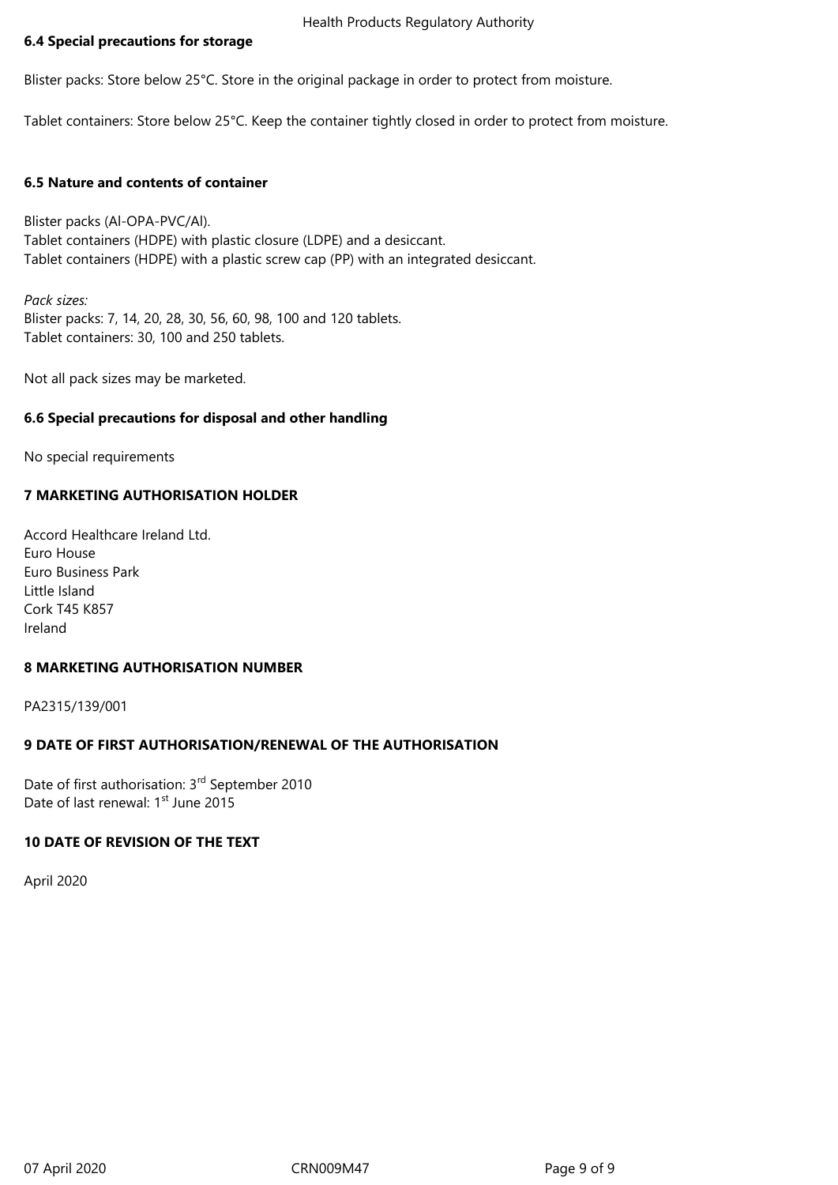### 6.4 Special precautions for storage

Blister packs: Store below 25°C. Store in the original package in order to protect from moisture.

Tablet containers: Store below 25°C. Keep the container tightly closed in order to protect from moisture.

### 6.5 Nature and contents of container

Blister packs (Al-OPA-PVC/Al).
Tablet containers (HDPE) with plastic closure (LDPE) and a desiccant.
Tablet containers (HDPE) with a plastic screw cap (PP) with an integrated desiccant.

*Pack sizes:*
Blister packs: 7, 14, 20, 28, 30, 56, 60, 98, 100 and 120 tablets.
Tablet containers: 30, 100 and 250 tablets.

Not all pack sizes may be marketed.

### 6.6 Special precautions for disposal and other handling

No special requirements

## 7 MARKETING AUTHORISATION HOLDER

Accord Healthcare Ireland Ltd.
Euro House
Euro Business Park
Little Island
Cork T45 K857
Ireland

## 8 MARKETING AUTHORISATION NUMBER

PA2315/139/001

## 9 DATE OF FIRST AUTHORISATION/RENEWAL OF THE AUTHORISATION

Date of first authorisation: 3rd September 2010
Date of last renewal: 1st June 2015

## 10 DATE OF REVISION OF THE TEXT

April 2020